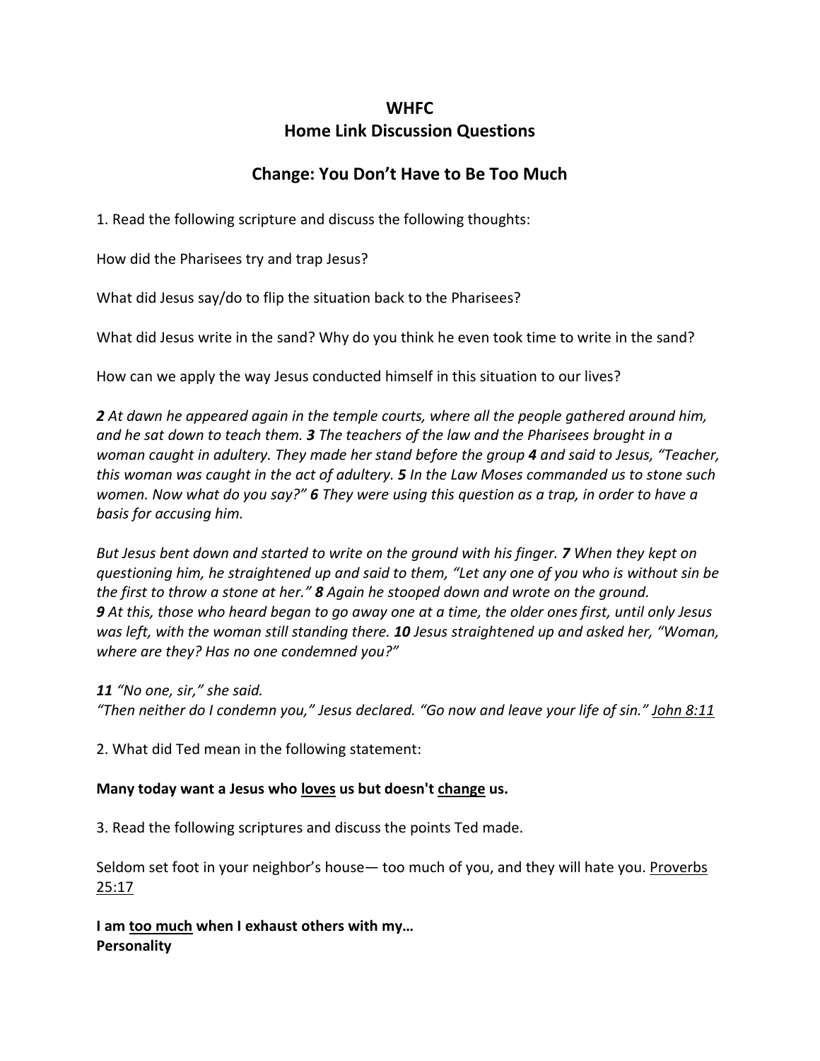# WHFC
## Home Link Discussion Questions

## Change: You Don't Have to Be Too Much

1. Read the following scripture and discuss the following thoughts:

How did the Pharisees try and trap Jesus?

What did Jesus say/do to flip the situation back to the Pharisees?

What did Jesus write in the sand? Why do you think he even took time to write in the sand?

How can we apply the way Jesus conducted himself in this situation to our lives?

***2*** *At dawn he appeared again in the temple courts, where all the people gathered around him, and he sat down to teach them.* ***3*** *The teachers of the law and the Pharisees brought in a woman caught in adultery. They made her stand before the group* ***4*** *and said to Jesus, "Teacher, this woman was caught in the act of adultery.* ***5*** *In the Law Moses commanded us to stone such women. Now what do you say?"* ***6*** *They were using this question as a trap, in order to have a basis for accusing him.*

*But Jesus bent down and started to write on the ground with his finger.* ***7*** *When they kept on questioning him, he straightened up and said to them, "Let any one of you who is without sin be the first to throw a stone at her."* ***8*** *Again he stooped down and wrote on the ground.* ***9*** *At this, those who heard began to go away one at a time, the older ones first, until only Jesus was left, with the woman still standing there.* ***10*** *Jesus straightened up and asked her, "Woman, where are they? Has no one condemned you?"*

***11*** *"No one, sir," she said.*
*"Then neither do I condemn you," Jesus declared. "Go now and leave your life of sin."* <u>John 8:11</u>

2. What did Ted mean in the following statement:

**Many today want a Jesus who <u>loves</u> us but doesn't <u>change</u> us.**

3. Read the following scriptures and discuss the points Ted made.

Seldom set foot in your neighbor's house— too much of you, and they will hate you. <u>Proverbs 25:17</u>

**I am <u>too much</u> when I exhaust others with my…**
**Personality**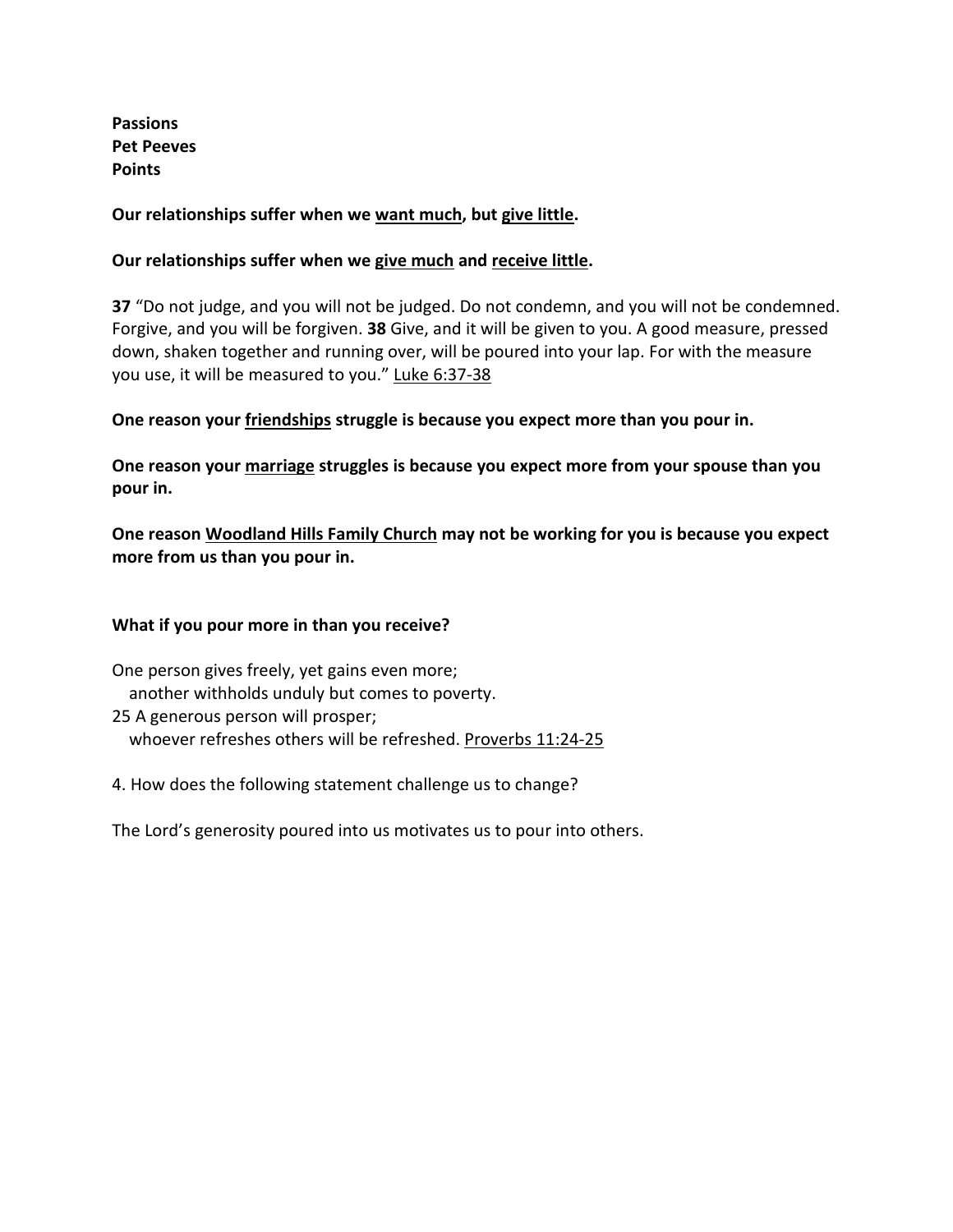**Passions**
**Pet Peeves**
**Points**

**Our relationships suffer when we <u>want much</u>, but <u>give little</u>.**

**Our relationships suffer when we <u>give much</u> and <u>receive little</u>.**

**37** "Do not judge, and you will not be judged. Do not condemn, and you will not be condemned. Forgive, and you will be forgiven. **38** Give, and it will be given to you. A good measure, pressed down, shaken together and running over, will be poured into your lap. For with the measure you use, it will be measured to you." <u>Luke 6:37-38</u>

**One reason your <u>friendships</u> struggle is because you expect more than you pour in.**

**One reason your <u>marriage</u> struggles is because you expect more from your spouse than you pour in.**

**One reason <u>Woodland Hills Family Church</u> may not be working for you is because you expect more from us than you pour in.**

**What if you pour more in than you receive?**

One person gives freely, yet gains even more;
another withholds unduly but comes to poverty.
25 A generous person will prosper;
whoever refreshes others will be refreshed. <u>Proverbs 11:24-25</u>

4. How does the following statement challenge us to change?

The Lord's generosity poured into us motivates us to pour into others.